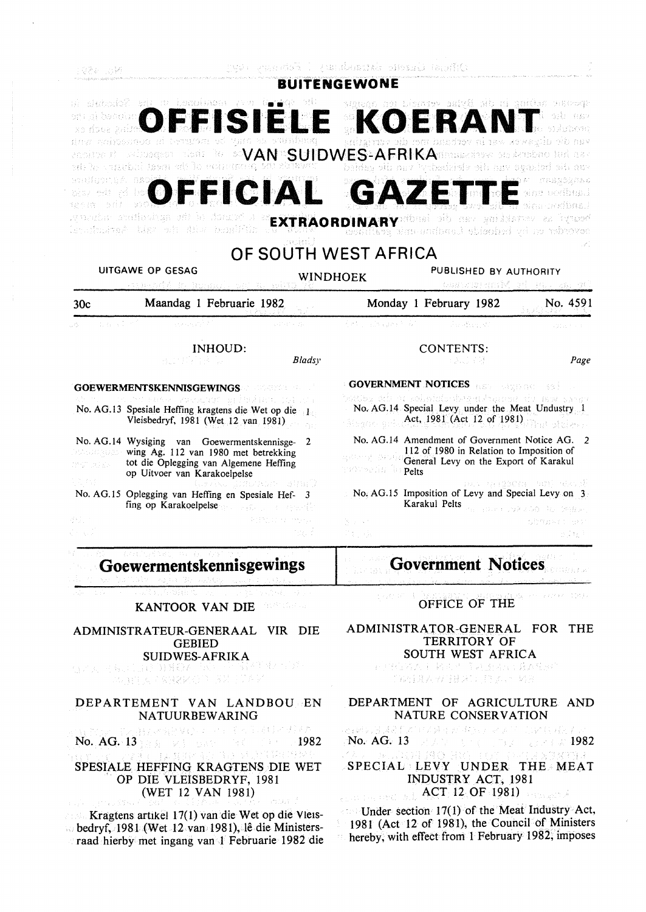# BUITENGEWONE

# OFFISIËLE KOERANT

## VAN SUIDWES-AFRIKA

# OFFICIAL GAZETTE

## EXTRAORDINARY

## OF SOUTH WEST AFRICA

UITGAWE OP GESAG — WINDHOEK — PUBLISHED BY AUTHORITY

30c — Maandag 1 Februarie 1982 — Monday 1 February 1982 — No. 4591

**INHOUD:**

| | | Bladsy |
|---|---|---|
| **GOEWERMENTSKENNISGEWINGS** | | |
| No. AG.13 | Spesiale Heffing kragtens die Wet op die Vleisbedryf, 1981 (Wet 12 van 1981) | 1 |
| No. AG.14 | Wysiging van Goewermentskennisgewing Ag. 112 van 1980 met betrekking tot die Oplegging van Algemene Heffing op Uitvoer van Karakoelpelse | 2 |
| No. AG.15 | Oplegging van Heffing en Spesiale Heffing op Karakoelpelse | 3 |

**CONTENTS:**

| | | Page |
|---|---|---|
| **GOVERNMENT NOTICES** | | |
| No. AG.14 | Special Levy under the Meat Undustry Act, 1981 (Act 12 of 1981) | 1 |
| No. AG.14 | Amendment of Government Notice AG. 112 of 1980 in Relation to Imposition of General Levy on the Export of Karakul Pelts | 2 |
| No. AG.15 | Imposition of Levy and Special Levy on Karakul Pelts | 3 |

# Goewermentskennisgewings

KANTOOR VAN DIE

ADMINISTRATEUR-GENERAAL VIR DIE GEBIED SUIDWES-AFRIKA

DEPARTEMENT VAN LANDBOU EN NATUURBEWARING

No. AG. 13 — 1982

### SPESIALE HEFFING KRAGTENS DIE WET OP DIE VLEISBEDRYF, 1981 (WET 12 VAN 1981)

Kragtens artikel 17(1) van die Wet op die Vleisbedryf, 1981 (Wet 12 van 1981), lê die Ministersraad hierby met ingang van 1 Februarie 1982 die

# Government Notices

OFFICE OF THE

ADMINISTRATOR-GENERAL FOR THE TERRITORY OF SOUTH WEST AFRICA

DEPARTMENT OF AGRICULTURE AND NATURE CONSERVATION

No. AG. 13 — 1982

### SPECIAL LEVY UNDER THE MEAT INDUSTRY ACT, 1981 ACT 12 OF 1981)

Under section 17(1) of the Meat Industry Act, 1981 (Act 12 of 1981), the Council of Ministers hereby, with effect from 1 February 1982, imposes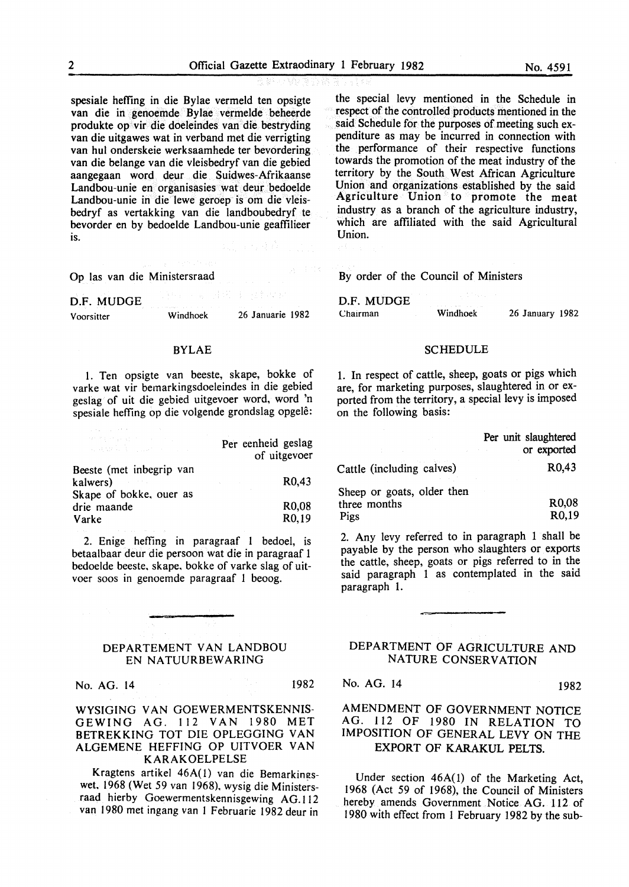spesiale heffing in die Bylae vermeld ten opsigte van die in genoemde Bylae vermelde beheerde produkte op vir die doeleindes van die bestryding van die uitgawes wat in verband met die verrigting van hul onderskeie werksaamhede ter bevordering van die belange van die vleisbedryf van die gebied aangegaan word deur die Suidwes-Afrikaanse Landbou-unie en organisasies wat deur bedoelde Landbou-unie in die lewe geroep is om die vleisbedryf as vertakking van die landboubedryf te bevorder en by bedoelde Landbou-unie geaffilieer is.

Op las van die Ministersraad

D.F. MUDGE
Voorsitter — Windhoek — 26 Januarie 1982

## BYLAE

1. Ten opsigte van beeste, skape, bokke of varke wat vir bemarkingsdoeleindes in die gebied geslag of uit die gebied uitgevoer word, word 'n spesiale heffing op die volgende grondslag opgelê:

| | Per eenheid geslag of uitgevoer |
|---|---|
| Beeste (met inbegrip van kalwers) | R0,43 |
| Skape of bokke, ouer as drie maande | R0,08 |
| Varke | R0,19 |

2. Enige heffing in paragraaf 1 bedoel, is betaalbaar deur die persoon wat die in paragraaf 1 bedoelde beeste, skape, bokke of varke slag of uitvoer soos in genoemde paragraaf 1 beoog.

the special levy mentioned in the Schedule in respect of the controlled products mentioned in the said Schedule for the purposes of meeting such expenditure as may be incurred in connection with the performance of their respective functions towards the promotion of the meat industry of the territory by the South West African Agriculture Union and organizations established by the said Agriculture Union to promote the meat industry as a branch of the agriculture industry, which are affiliated with the said Agricultural Union.

By order of the Council of Ministers

D.F. MUDGE
Chairman — Windhoek — 26 January 1982

## SCHEDULE

1. In respect of cattle, sheep, goats or pigs which are, for marketing purposes, slaughtered in or exported from the territory, a special levy is imposed on the following basis:

| | Per unit slaughtered or exported |
|---|---|
| Cattle (including calves) | R0,43 |
| Sheep or goats, older then three months | R0,08 |
| Pigs | R0,19 |

2. Any levy referred to in paragraph 1 shall be payable by the person who slaughters or exports the cattle, sheep, goats or pigs referred to in the said paragraph 1 as contemplated in the said paragraph 1.

---

## DEPARTEMENT VAN LANDBOU EN NATUURBEWARING

No. AG. 14 — 1982

### WYSIGING VAN GOEWERMENTSKENNISGEWING AG. 112 VAN 1980 MET BETREKKING TOT DIE OPLEGGING VAN ALGEMENE HEFFING OP UITVOER VAN KARAKOELPELSE

Kragtens artikel 46A(1) van die Bemarkingswet, 1968 (Wet 59 van 1968), wysig die Ministersraad hierby Goewermentskennisgewing AG.112 van 1980 met ingang van 1 Februarie 1982 deur in

## DEPARTMENT OF AGRICULTURE AND NATURE CONSERVATION

No. AG. 14 — 1982

### AMENDMENT OF GOVERNMENT NOTICE AG. 112 OF 1980 IN RELATION TO IMPOSITION OF GENERAL LEVY ON THE EXPORT OF KARAKUL PELTS.

Under section 46A(1) of the Marketing Act, 1968 (Act 59 of 1968), the Council of Ministers hereby amends Government Notice AG. 112 of 1980 with effect from 1 February 1982 by the sub-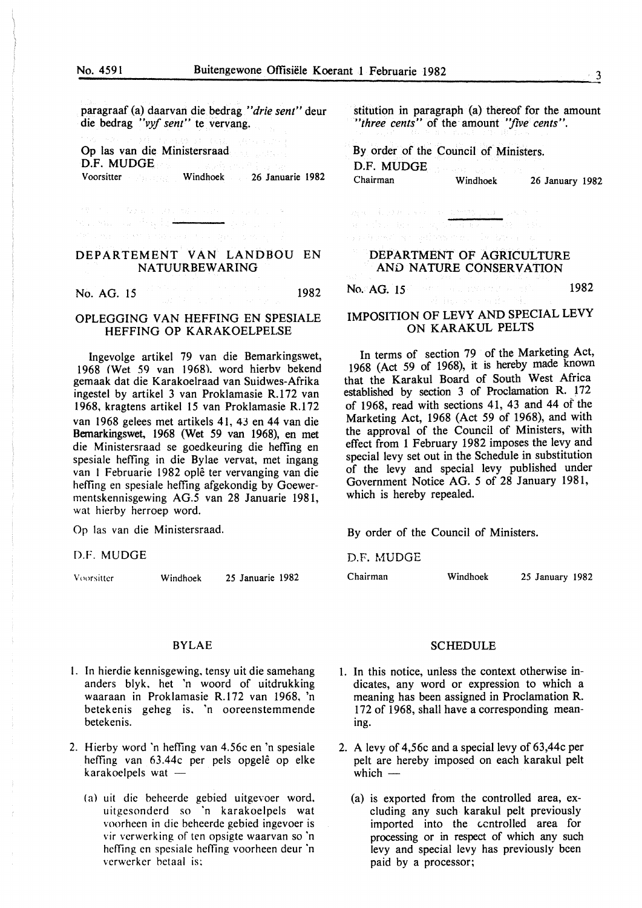paragraaf (a) daarvan die bedrag *"drie sent"* deur die bedrag *"vyf sent"* te vervang.

Op las van die Ministersraad
D.F. MUDGE
Voorsitter Windhoek 26 Januarie 1982

## DEPARTEMENT VAN LANDBOU EN NATUURBEWARING

No. AG. 15 1982

### OPLEGGING VAN HEFFING EN SPESIALE HEFFING OP KARAKOELPELSE

Ingevolge artikel 79 van die Bemarkingswet, 1968 (Wet 59 van 1968), word hierby bekend gemaak dat die Karakoelraad van Suidwes-Afrika ingestel by artikel 3 van Proklamasie R.172 van 1968, kragtens artikel 15 van Proklamasie R.172 van 1968 gelees met artikels 41, 43 en 44 van die Bemarkingswet, 1968 (Wet 59 van 1968), en met die Ministersraad se goedkeuring die heffing en spesiale heffing in die Bylae vervat, met ingang van 1 Februarie 1982 oplê ter vervanging van die heffing en spesiale heffing afgekondig by Goewermentskennisgewing AG.5 van 28 Januarie 1981, wat hierby herroep word.

Op las van die Ministersraad.

D.F. MUDGE

Voorsitter Windhoek 25 Januarie 1982

### BYLAE

1. In hierdie kennisgewing, tensy uit die samehang anders blyk, het 'n woord of uitdrukking waaraan in Proklamasie R.172 van 1968, 'n betekenis geheg is, 'n ooreenstemmende betekenis.

2. Hierby word 'n heffing van 4.56c en 'n spesiale heffing van 63.44c per pels opgelê op elke karakoelpels wat —

   (a) uit die beheerde gebied uitgevoer word, uitgesonderd so 'n karakoelpels wat voorheen in die beheerde gebied ingevoer is vir verwerking of ten opsigte waarvan so 'n heffing en spesiale heffing voorheen deur 'n verwerker betaal is;

stitution in paragraph (a) thereof for the amount *"three cents"* of the amount *"five cents"*.

By order of the Council of Ministers.
D.F. MUDGE
Chairman Windhoek 26 January 1982

## DEPARTMENT OF AGRICULTURE AND NATURE CONSERVATION

No. AG. 15 1982

### IMPOSITION OF LEVY AND SPECIAL LEVY ON KARAKUL PELTS

In terms of section 79 of the Marketing Act, 1968 (Act 59 of 1968), it is hereby made known that the Karakul Board of South West Africa established by section 3 of Proclamation R. 172 of 1968, read with sections 41, 43 and 44 of the Marketing Act, 1968 (Act 59 of 1968), and with the approval of the Council of Ministers, with effect from 1 February 1982 imposes the levy and special levy set out in the Schedule in substitution of the levy and special levy published under Government Notice AG. 5 of 28 January 1981, which is hereby repealed.

By order of the Council of Ministers.

D.F. MUDGE

Chairman Windhoek 25 January 1982

### SCHEDULE

1. In this notice, unless the context otherwise indicates, any word or expression to which a meaning has been assigned in Proclamation R. 172 of 1968, shall have a corresponding meaning.

2. A levy of 4,56c and a special levy of 63,44c per pelt are hereby imposed on each karakul pelt which —

   (a) is exported from the controlled area, excluding any such karakul pelt previously imported into the controlled area for processing or in respect of which any such levy and special levy has previously been paid by a processor;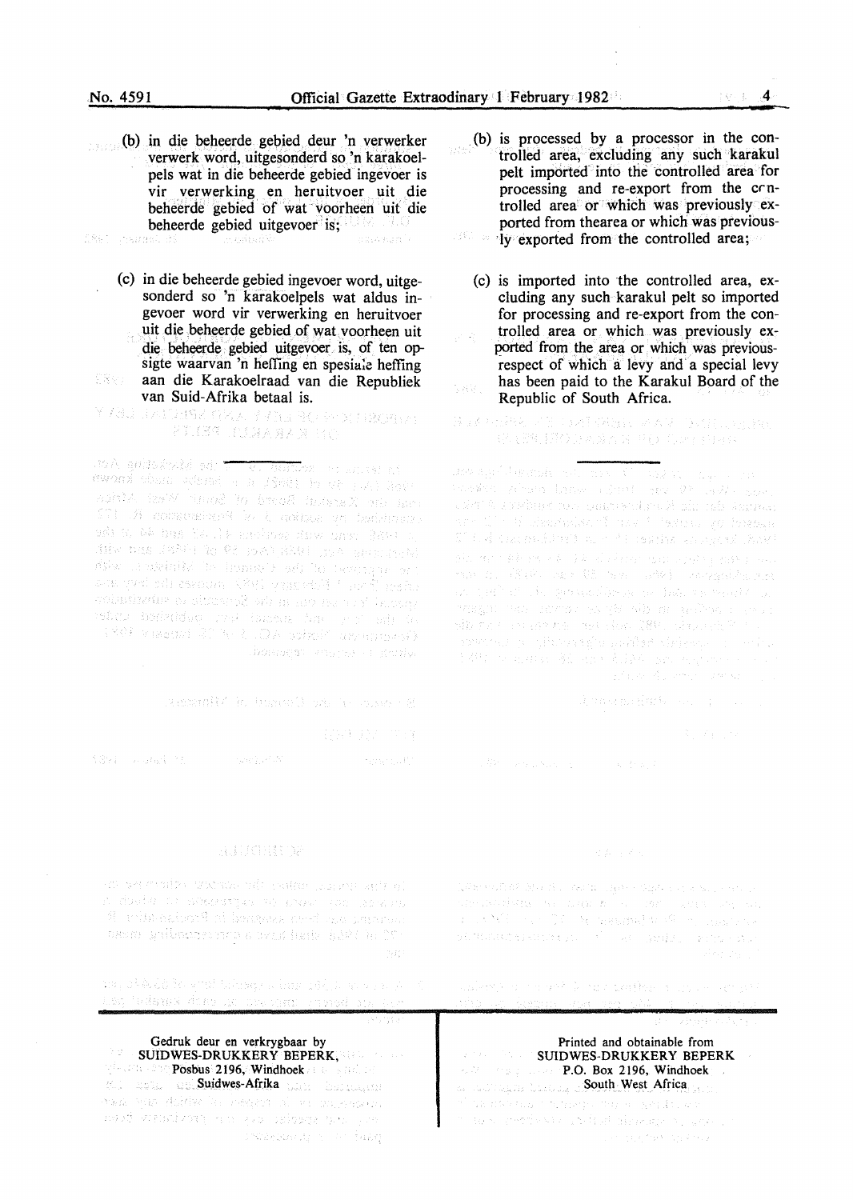(b) in die beheerde gebied deur 'n verwerker verwerk word, uitgesonderd so 'n karakoelpels wat in die beheerde gebied ingevoer is vir verwerking en heruitvoer uit die beheerde gebied of wat voorheen uit die beheerde gebied uitgevoer is;

(c) in die beheerde gebied ingevoer word, uitgesonderd so 'n karakoelpels wat aldus ingevoer word vir verwerking en heruitvoer uit die beheerde gebied of wat voorheen uit die beheerde gebied uitgevoer is, of ten opsigte waarvan 'n heffing en spesiale heffing aan die Karakoelraad van die Republiek van Suid-Afrika betaal is.

(b) is processed by a processor in the controlled area, excluding any such karakul pelt imported into the controlled area for processing and re-export from the controlled area or which was previously exported from thearea or which was previously exported from the controlled area;

(c) is imported into the controlled area, excluding any such karakul pelt so imported for processing and re-export from the controlled area or which was previously exported from the area or which was previous-respect of which a levy and a special levy has been paid to the Karakul Board of the Republic of South Africa.

---

Gedruk deur en verkrygbaar by
SUIDWES-DRUKKERY BEPERK,
Posbus 2196, Windhoek
Suidwes-Afrika

Printed and obtainable from
SUIDWES-DRUKKERY BEPERK
P.O. Box 2196, Windhoek
South West Africa